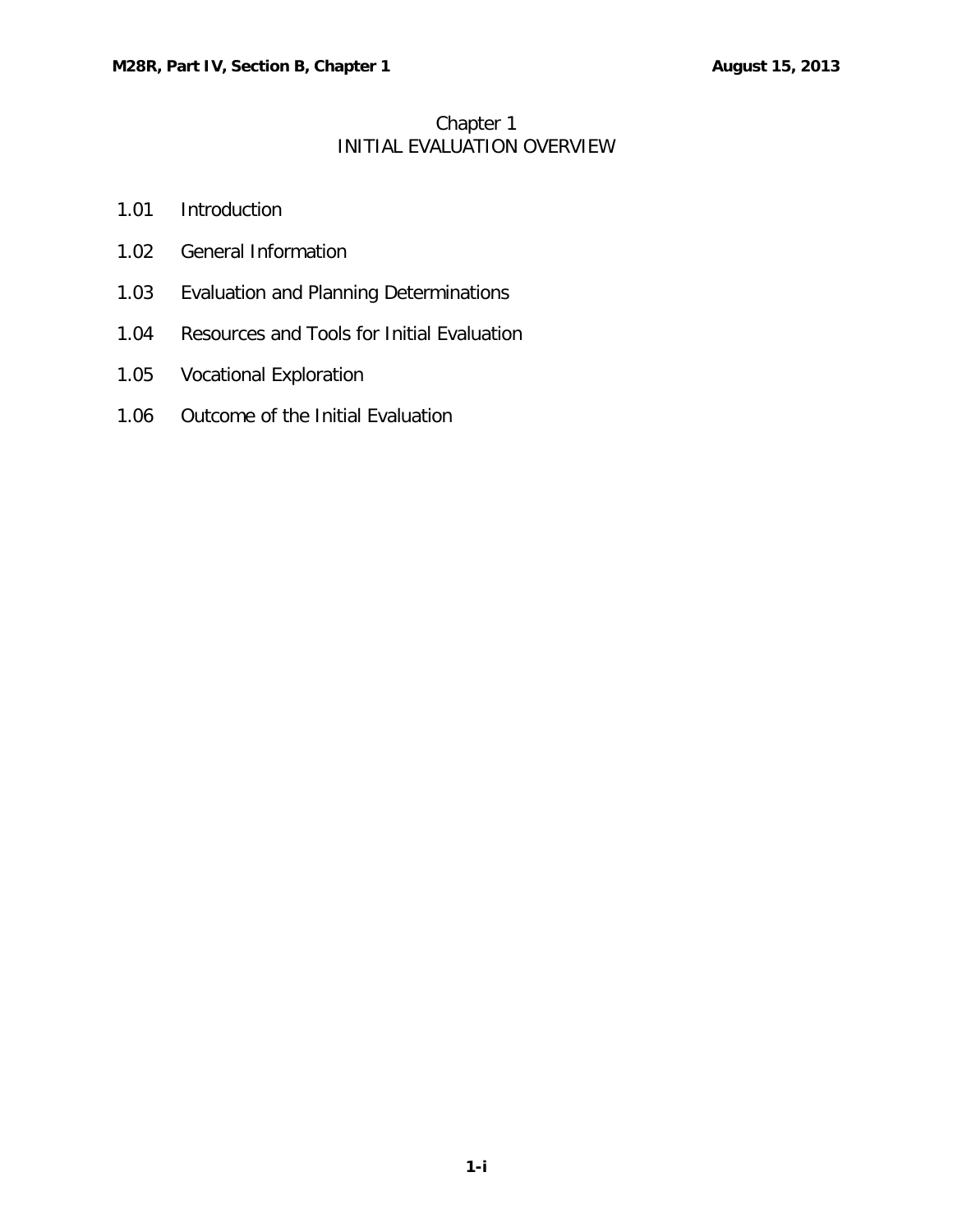# Chapter 1
# INITIAL EVALUATION OVERVIEW

1.01 Introduction

1.02 General Information

1.03 Evaluation and Planning Determinations

1.04 Resources and Tools for Initial Evaluation

1.05 Vocational Exploration

1.06 Outcome of the Initial Evaluation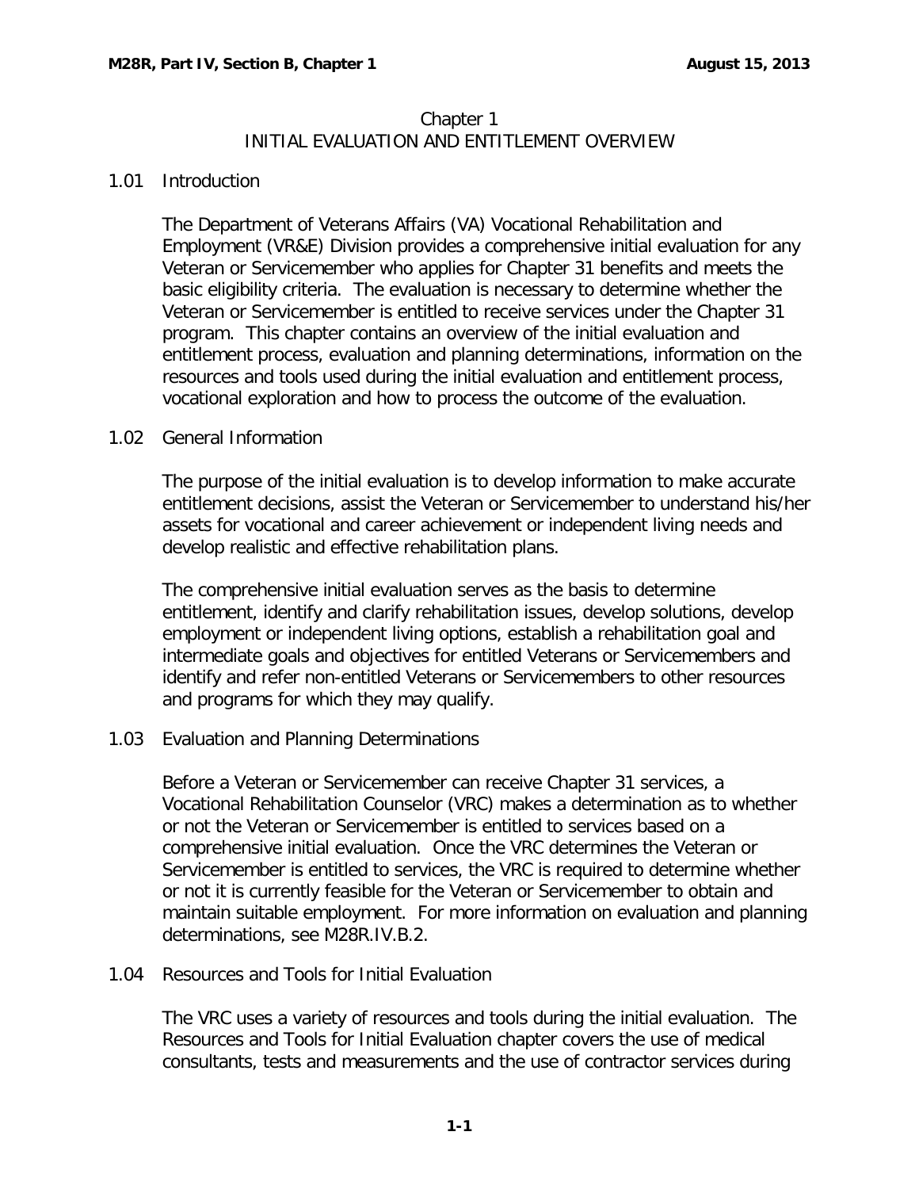## Chapter 1
## INITIAL EVALUATION AND ENTITLEMENT OVERVIEW

### 1.01 Introduction

The Department of Veterans Affairs (VA) Vocational Rehabilitation and Employment (VR&E) Division provides a comprehensive initial evaluation for any Veteran or Servicemember who applies for Chapter 31 benefits and meets the basic eligibility criteria. The evaluation is necessary to determine whether the Veteran or Servicemember is entitled to receive services under the Chapter 31 program. This chapter contains an overview of the initial evaluation and entitlement process, evaluation and planning determinations, information on the resources and tools used during the initial evaluation and entitlement process, vocational exploration and how to process the outcome of the evaluation.

### 1.02 General Information

The purpose of the initial evaluation is to develop information to make accurate entitlement decisions, assist the Veteran or Servicemember to understand his/her assets for vocational and career achievement or independent living needs and develop realistic and effective rehabilitation plans.

The comprehensive initial evaluation serves as the basis to determine entitlement, identify and clarify rehabilitation issues, develop solutions, develop employment or independent living options, establish a rehabilitation goal and intermediate goals and objectives for entitled Veterans or Servicemembers and identify and refer non-entitled Veterans or Servicemembers to other resources and programs for which they may qualify.

### 1.03 Evaluation and Planning Determinations

Before a Veteran or Servicemember can receive Chapter 31 services, a Vocational Rehabilitation Counselor (VRC) makes a determination as to whether or not the Veteran or Servicemember is entitled to services based on a comprehensive initial evaluation. Once the VRC determines the Veteran or Servicemember is entitled to services, the VRC is required to determine whether or not it is currently feasible for the Veteran or Servicemember to obtain and maintain suitable employment. For more information on evaluation and planning determinations, see M28R.IV.B.2.

### 1.04 Resources and Tools for Initial Evaluation

The VRC uses a variety of resources and tools during the initial evaluation. The Resources and Tools for Initial Evaluation chapter covers the use of medical consultants, tests and measurements and the use of contractor services during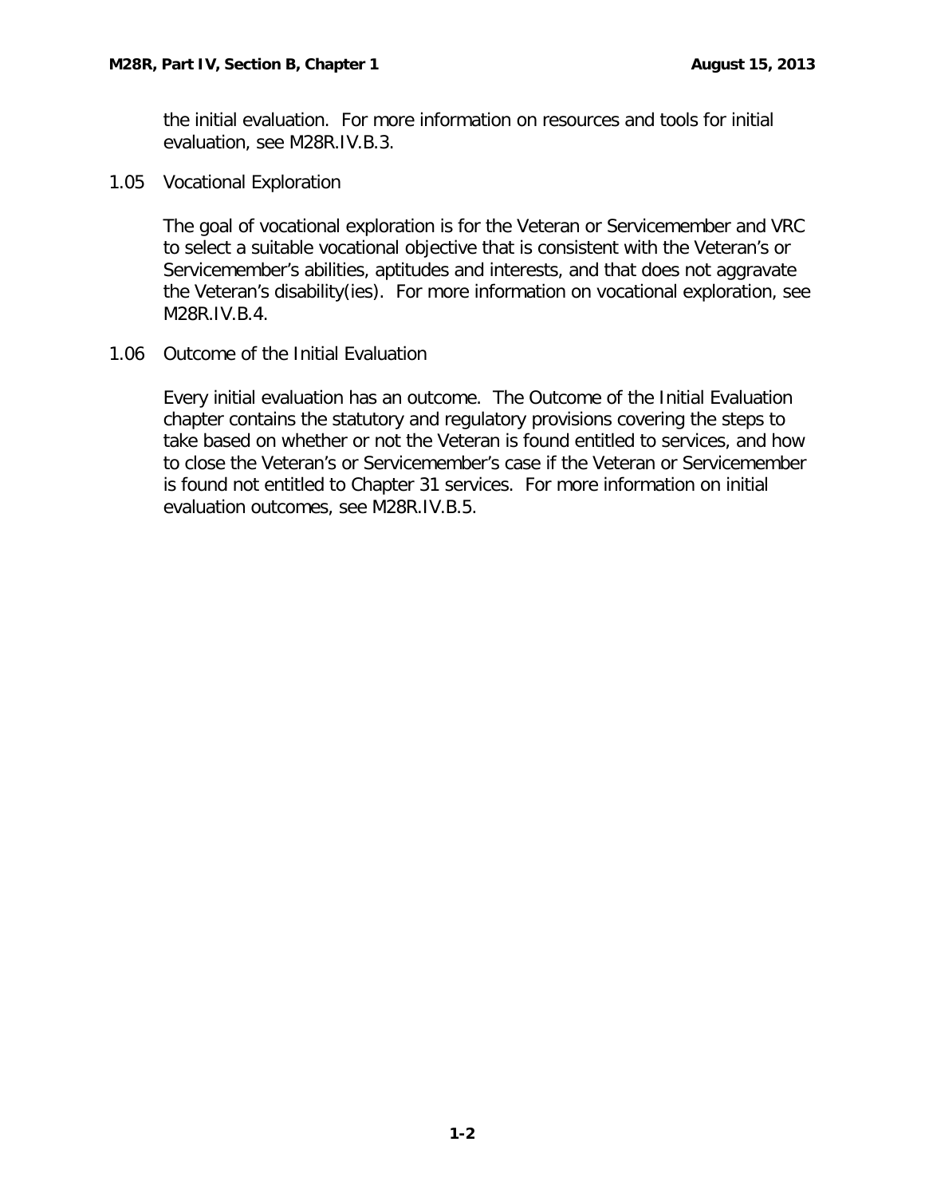the initial evaluation. For more information on resources and tools for initial evaluation, see M28R.IV.B.3.

## 1.05 Vocational Exploration

The goal of vocational exploration is for the Veteran or Servicemember and VRC to select a suitable vocational objective that is consistent with the Veteran's or Servicemember's abilities, aptitudes and interests, and that does not aggravate the Veteran's disability(ies). For more information on vocational exploration, see M28R.IV.B.4.

## 1.06 Outcome of the Initial Evaluation

Every initial evaluation has an outcome. The Outcome of the Initial Evaluation chapter contains the statutory and regulatory provisions covering the steps to take based on whether or not the Veteran is found entitled to services, and how to close the Veteran's or Servicemember's case if the Veteran or Servicemember is found not entitled to Chapter 31 services. For more information on initial evaluation outcomes, see M28R.IV.B.5.